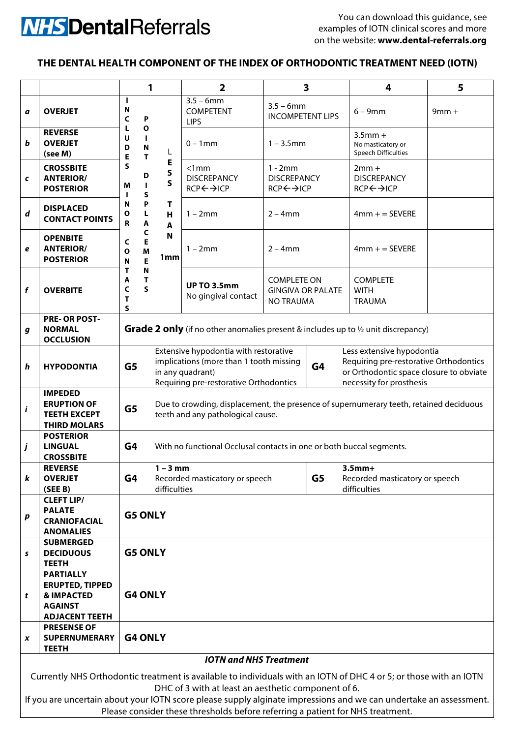**NHS DentalReferrals**

You can download this guidance, see examples of IOTN clinical scores and more on the website: **www.dental-referrals.org**

## THE DENTAL HEALTH COMPONENT OF THE INDEX OF ORTHODONTIC TREATMENT NEED (IOTN)

| | | 1 | 2 | 3 | 4 | 5 |
|---|---|---|---|---|---|---|
| ***a*** | **OVERJET** | INCLUDES MINOR CONTACTS / POINT DISPLACEMENTS LESS THAN 1mm | 3.5 – 6mm COMPETENT LIPS | 3.5 – 6mm INCOMPETENT LIPS | 6 – 9mm | 9mm + |
| ***b*** | **REVERSE OVERJET (see M)** | | 0 – 1mm | 1 – 3.5mm | 3.5mm + No masticatory or Speech Difficulties | |
| ***c*** | **CROSSBITE ANTERIOR/ POSTERIOR** | | <1mm DISCREPANCY RCP←→ICP | 1 - 2mm DISCREPANCY RCP←→ICP | 2mm + DISCREPANCY RCP←→ICP | |
| ***d*** | **DISPLACED CONTACT POINTS** | | 1 – 2mm | 2 – 4mm | 4mm + = SEVERE | |
| ***e*** | **OPENBITE ANTERIOR/ POSTERIOR** | | 1 – 2mm | 2 – 4mm | 4mm + = SEVERE | |
| ***f*** | **OVERBITE** | | **UP TO 3.5mm** No gingival contact | COMPLETE ON GINGIVA OR PALATE NO TRAUMA | COMPLETE WITH TRAUMA | |
| ***g*** | **PRE- OR POST-NORMAL OCCLUSION** | **Grade 2 only** (if no other anomalies present & includes up to ½ unit discrepancy) | | | | |
| ***h*** | **HYPODONTIA** | **G5** Extensive hypodontia with restorative implications (more than 1 tooth missing in any quadrant) Requiring pre-restorative Orthodontics | | **G4** Less extensive hypodontia Requiring pre-restorative Orthodontics or Orthodontic space closure to obviate necessity for prosthesis | | |
| ***i*** | **IMPEDED ERUPTION OF TEETH EXCEPT THIRD MOLARS** | **G5** Due to crowding, displacement, the presence of supernumerary teeth, retained deciduous teeth and any pathological cause. | | | | |
| ***j*** | **POSTERIOR LINGUAL CROSSBITE** | **G4** With no functional Occlusal contacts in one or both buccal segments. | | | | |
| ***k*** | **REVERSE OVERJET (SEE B)** | **G4** **1 – 3 mm** Recorded masticatory or speech difficulties | | **G5** **3.5mm+** Recorded masticatory or speech difficulties | | |
| ***p*** | **CLEFT LIP/ PALATE CRANIOFACIAL ANOMALIES** | **G5 ONLY** | | | | |
| ***s*** | **SUBMERGED DECIDUOUS TEETH** | **G5 ONLY** | | | | |
| ***t*** | **PARTIALLY ERUPTED, TIPPED & IMPACTED AGAINST ADJACENT TEETH** | **G4 ONLY** | | | | |
| ***x*** | **PRESENSE OF SUPERNUMERARY TEETH** | **G4 ONLY** | | | | |

***IOTN and NHS Treatment***

Currently NHS Orthodontic treatment is available to individuals with an IOTN of DHC 4 or 5; or those with an IOTN DHC of 3 with at least an aesthetic component of 6.

If you are uncertain about your IOTN score please supply alginate impressions and we can undertake an assessment. Please consider these thresholds before referring a patient for NHS treatment.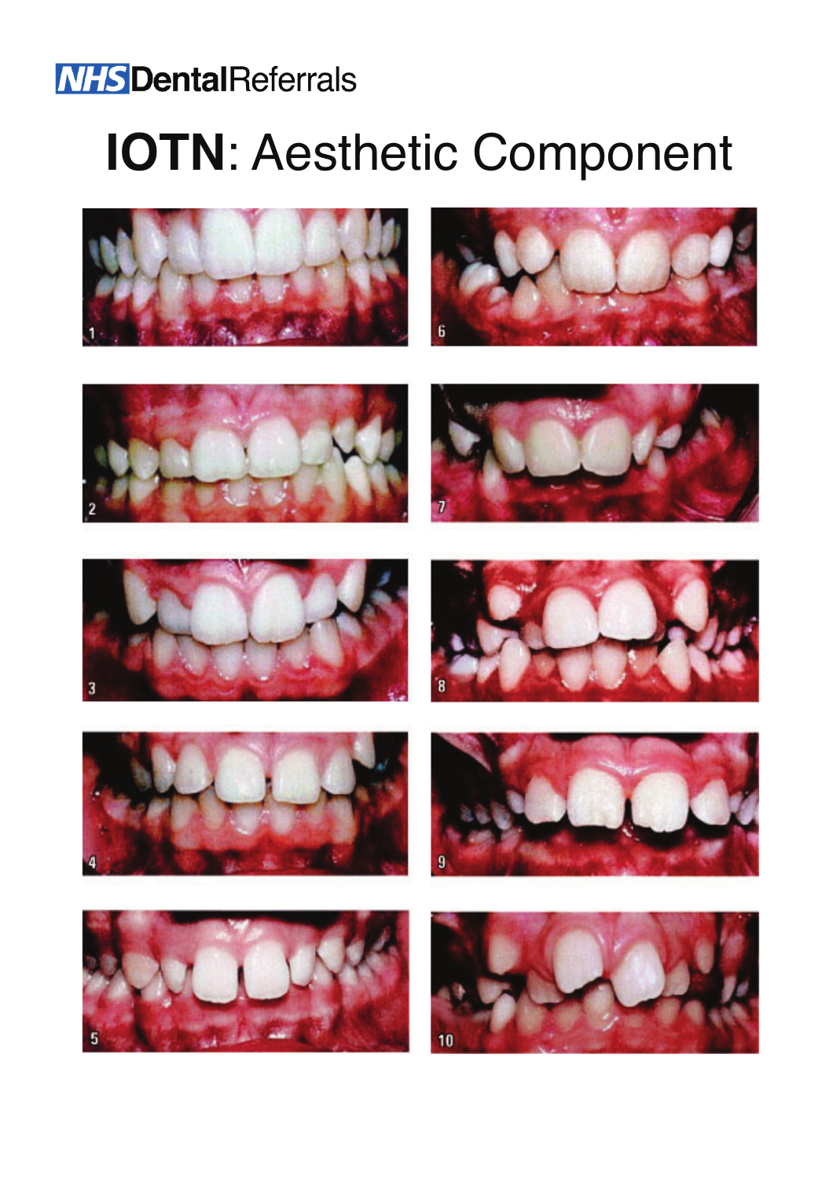NHS DentalReferrals

# IOTN: Aesthetic Component

1

6

2

7

3

8

4

9

5

10